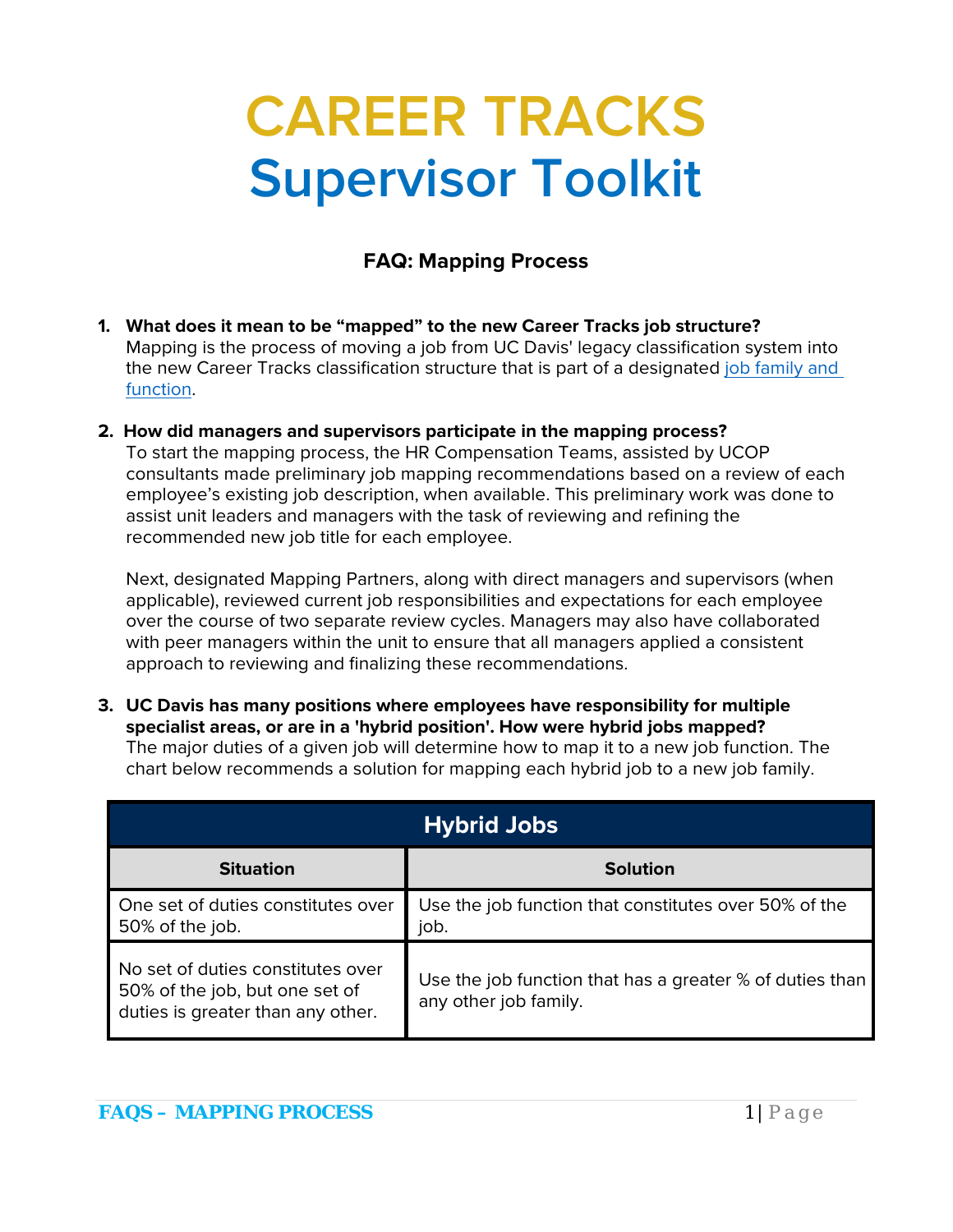# CAREER TRACKS
# Supervisor Toolkit

### FAQ: Mapping Process

1. **What does it mean to be "mapped" to the new Career Tracks job structure?**
   Mapping is the process of moving a job from UC Davis' legacy classification system into the new Career Tracks classification structure that is part of a designated job family and function.

2. **How did managers and supervisors participate in the mapping process?**
   To start the mapping process, the HR Compensation Teams, assisted by UCOP consultants made preliminary job mapping recommendations based on a review of each employee's existing job description, when available. This preliminary work was done to assist unit leaders and managers with the task of reviewing and refining the recommended new job title for each employee.

   Next, designated Mapping Partners, along with direct managers and supervisors (when applicable), reviewed current job responsibilities and expectations for each employee over the course of two separate review cycles. Managers may also have collaborated with peer managers within the unit to ensure that all managers applied a consistent approach to reviewing and finalizing these recommendations.

3. **UC Davis has many positions where employees have responsibility for multiple specialist areas, or are in a 'hybrid position'. How were hybrid jobs mapped?**
   The major duties of a given job will determine how to map it to a new job function. The chart below recommends a solution for mapping each hybrid job to a new job family.

| Hybrid Jobs | |
|---|---|
| **Situation** | **Solution** |
| One set of duties constitutes over 50% of the job. | Use the job function that constitutes over 50% of the job. |
| No set of duties constitutes over 50% of the job, but one set of duties is greater than any other. | Use the job function that has a greater % of duties than any other job family. |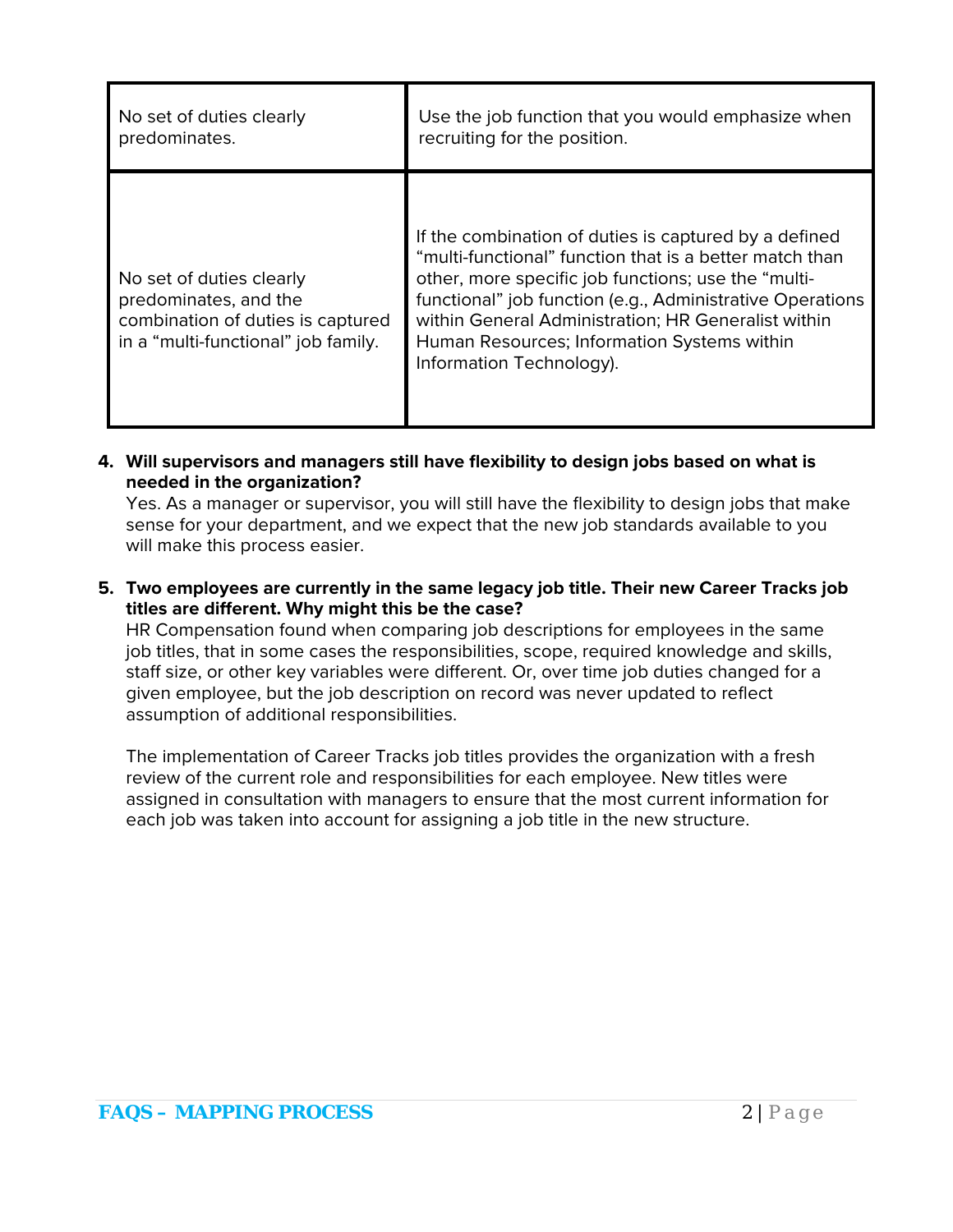| | |
|---|---|
| No set of duties clearly predominates. | Use the job function that you would emphasize when recruiting for the position. |
| No set of duties clearly predominates, and the combination of duties is captured in a "multi-functional" job family. | If the combination of duties is captured by a defined "multi-functional" function that is a better match than other, more specific job functions; use the "multi-functional" job function (e.g., Administrative Operations within General Administration; HR Generalist within Human Resources; Information Systems within Information Technology). |

4. **Will supervisors and managers still have flexibility to design jobs based on what is needed in the organization?**
   Yes. As a manager or supervisor, you will still have the flexibility to design jobs that make sense for your department, and we expect that the new job standards available to you will make this process easier.

5. **Two employees are currently in the same legacy job title. Their new Career Tracks job titles are different. Why might this be the case?**
   HR Compensation found when comparing job descriptions for employees in the same job titles, that in some cases the responsibilities, scope, required knowledge and skills, staff size, or other key variables were different. Or, over time job duties changed for a given employee, but the job description on record was never updated to reflect assumption of additional responsibilities.

   The implementation of Career Tracks job titles provides the organization with a fresh review of the current role and responsibilities for each employee. New titles were assigned in consultation with managers to ensure that the most current information for each job was taken into account for assigning a job title in the new structure.